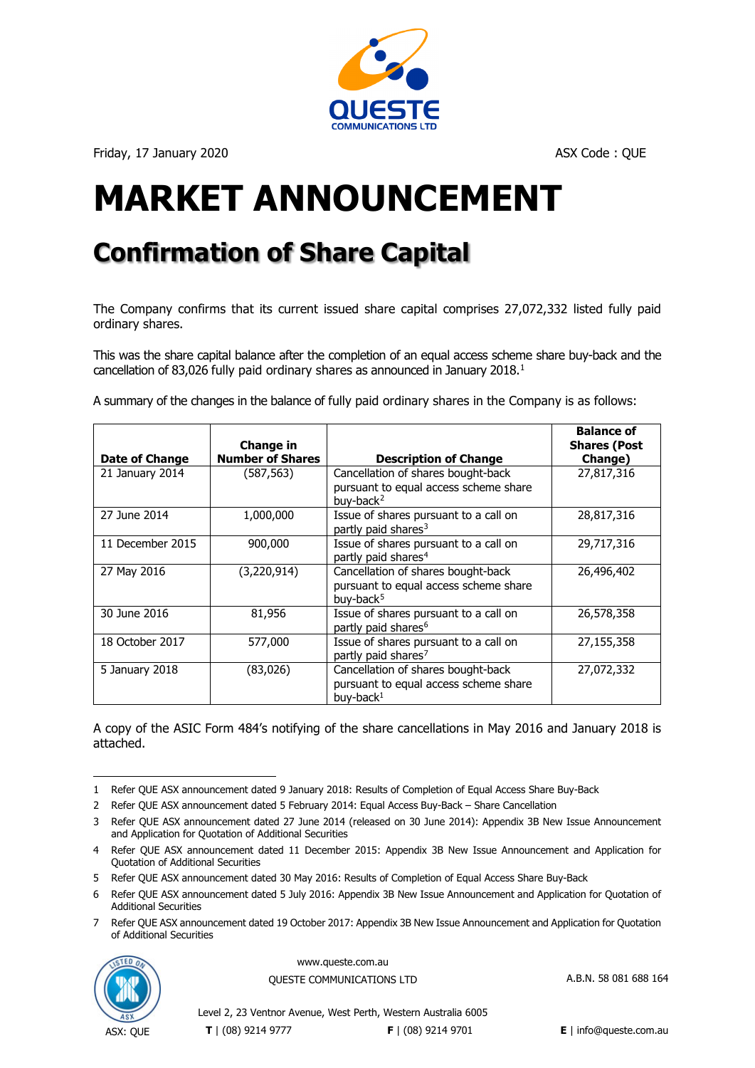QUESTE COMMUNICATIONS LTD

Friday, 17 January 2020

ASX Code : QUE

# MARKET ANNOUNCEMENT

## Confirmation of Share Capital

The Company confirms that its current issued share capital comprises 27,072,332 listed fully paid ordinary shares.

This was the share capital balance after the completion of an equal access scheme share buy-back and the cancellation of 83,026 fully paid ordinary shares as announced in January 2018.[1]

A summary of the changes in the balance of fully paid ordinary shares in the Company is as follows:

| Date of Change | Change in Number of Shares | Description of Change | Balance of Shares (Post Change) |
|---|---|---|---|
| 21 January 2014 | (587,563) | Cancellation of shares bought-back pursuant to equal access scheme share buy-back[2] | 27,817,316 |
| 27 June 2014 | 1,000,000 | Issue of shares pursuant to a call on partly paid shares[3] | 28,817,316 |
| 11 December 2015 | 900,000 | Issue of shares pursuant to a call on partly paid shares[4] | 29,717,316 |
| 27 May 2016 | (3,220,914) | Cancellation of shares bought-back pursuant to equal access scheme share buy-back[5] | 26,496,402 |
| 30 June 2016 | 81,956 | Issue of shares pursuant to a call on partly paid shares[6] | 26,578,358 |
| 18 October 2017 | 577,000 | Issue of shares pursuant to a call on partly paid shares[7] | 27,155,358 |
| 5 January 2018 | (83,026) | Cancellation of shares bought-back pursuant to equal access scheme share buy-back[1] | 27,072,332 |

A copy of the ASIC Form 484's notifying of the share cancellations in May 2016 and January 2018 is attached.

---

1 Refer QUE ASX announcement dated 9 January 2018: Results of Completion of Equal Access Share Buy-Back

2 Refer QUE ASX announcement dated 5 February 2014: Equal Access Buy-Back – Share Cancellation

3 Refer QUE ASX announcement dated 27 June 2014 (released on 30 June 2014): Appendix 3B New Issue Announcement and Application for Quotation of Additional Securities

4 Refer QUE ASX announcement dated 11 December 2015: Appendix 3B New Issue Announcement and Application for Quotation of Additional Securities

5 Refer QUE ASX announcement dated 30 May 2016: Results of Completion of Equal Access Share Buy-Back

6 Refer QUE ASX announcement dated 5 July 2016: Appendix 3B New Issue Announcement and Application for Quotation of Additional Securities

7 Refer QUE ASX announcement dated 19 October 2017: Appendix 3B New Issue Announcement and Application for Quotation of Additional Securities

ASX: QUE

www.queste.com.au

QUESTE COMMUNICATIONS LTD

A.B.N. 58 081 688 164

Level 2, 23 Ventnor Avenue, West Perth, Western Australia 6005

**T** | (08) 9214 9777 **F** | (08) 9214 9701 **E** | info@queste.com.au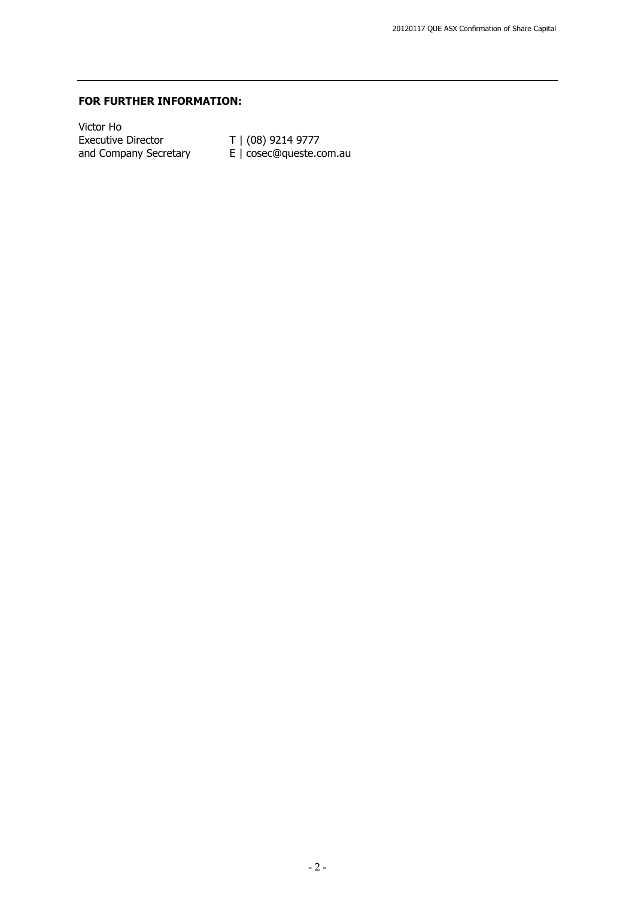**FOR FURTHER INFORMATION:**

Victor Ho
Executive Director  T | (08) 9214 9777
and Company Secretary  E | cosec@queste.com.au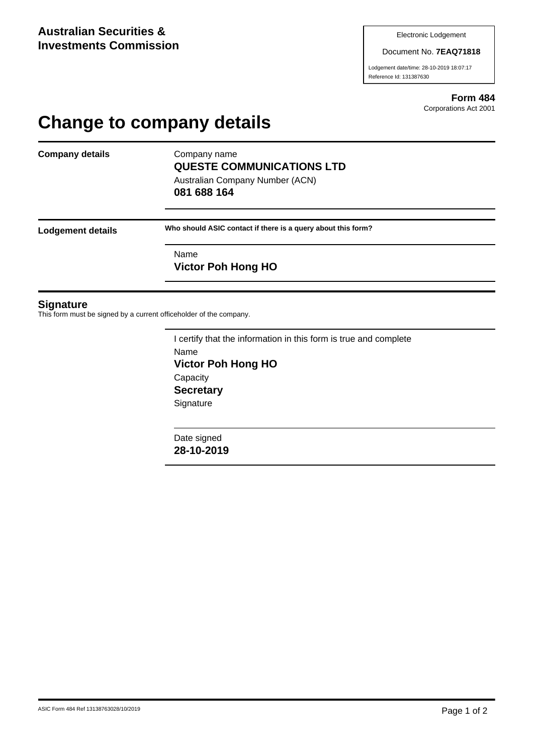**Australian Securities & Investments Commission**

Electronic Lodgement

Document No. **7EAQ71818**

Lodgement date/time: 28-10-2019 18:07:17

Reference Id: 131387630

**Form 484**

Corporations Act 2001

# Change to company details

**Company details**

Company name

**QUESTE COMMUNICATIONS LTD**

Australian Company Number (ACN)

**081 688 164**

**Lodgement details**

**Who should ASIC contact if there is a query about this form?**

Name

**Victor Poh Hong HO**

## Signature

This form must be signed by a current officeholder of the company.

I certify that the information in this form is true and complete

Name

**Victor Poh Hong HO**

Capacity

**Secretary**

Signature

Date signed

**28-10-2019**

ASIC Form 484 Ref 13138763028/10/2019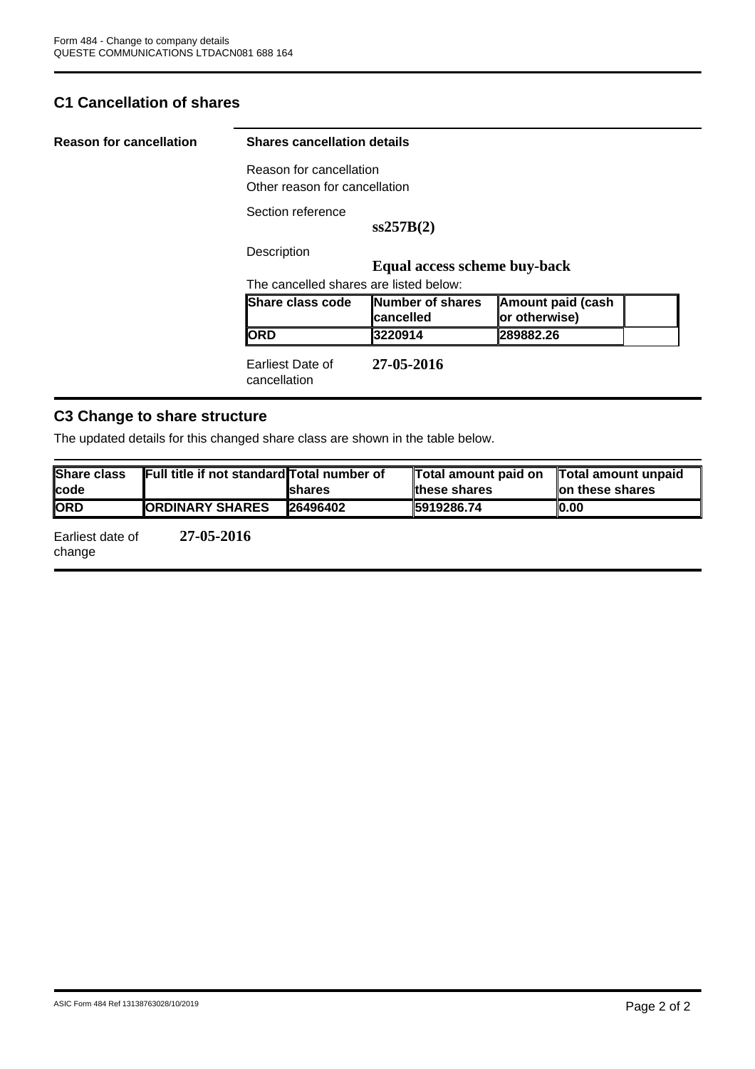## C1 Cancellation of shares

**Reason for cancellation**

**Shares cancellation details**

Reason for cancellation
Other reason for cancellation

Section reference **ss257B(2)**

Description **Equal access scheme buy-back**

The cancelled shares are listed below:

| Share class code | Number of shares cancelled | Amount paid (cash or otherwise) | |
|---|---|---|---|
| ORD | 3220914 | 289882.26 | |

Earliest Date of cancellation **27-05-2016**

## C3 Change to share structure

The updated details for this changed share class are shown in the table below.

| Share class code | Full title if not standard | Total number of shares | Total amount paid on these shares | Total amount unpaid on these shares |
|---|---|---|---|---|
| ORD | ORDINARY SHARES | 26496402 | 5919286.74 | 0.00 |

Earliest date of change **27-05-2016**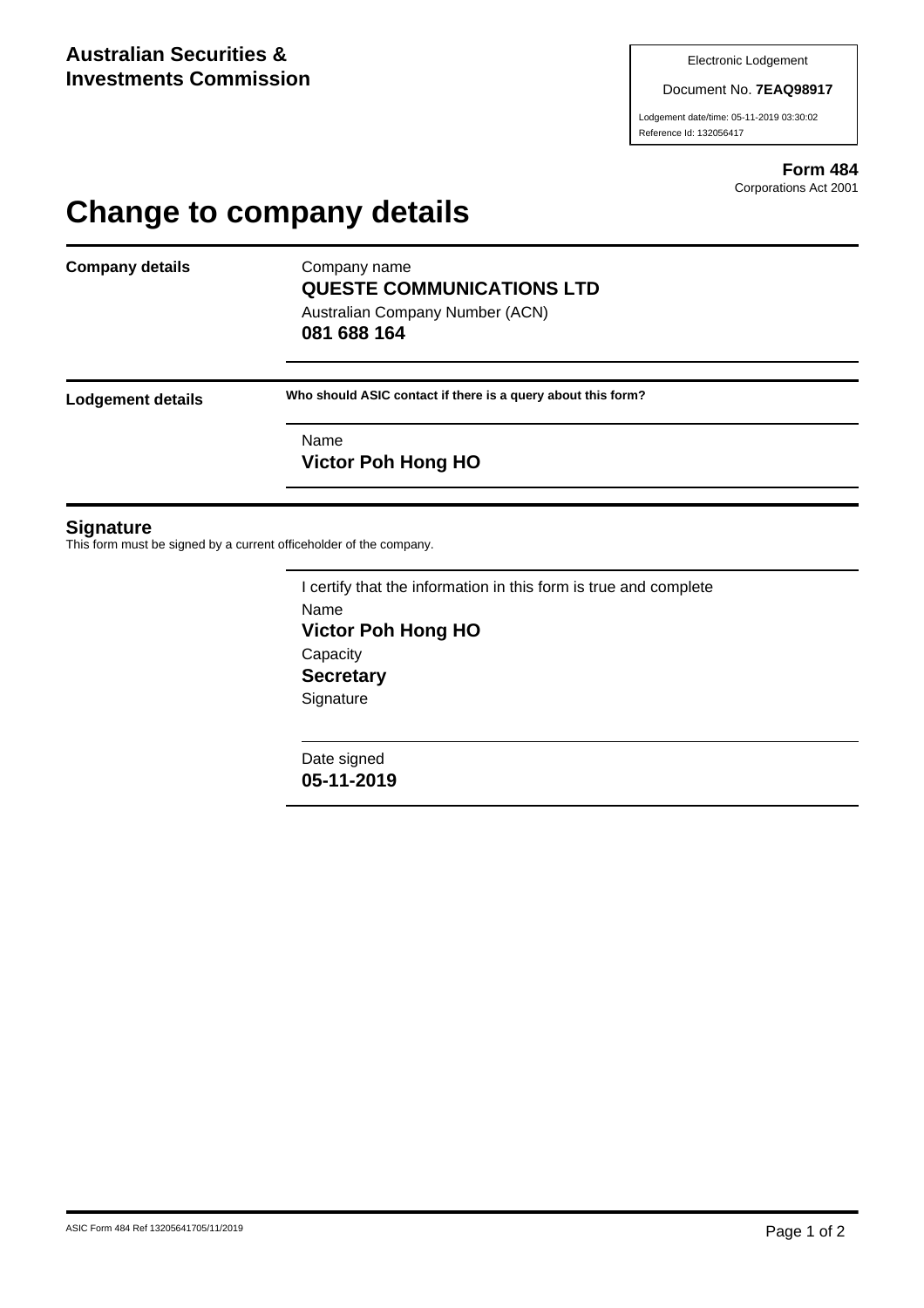**Australian Securities & Investments Commission**

Electronic Lodgement

Document No. **7EAQ98917**

Lodgement date/time: 05-11-2019 03:30:02

Reference Id: 132056417

**Form 484**

Corporations Act 2001

# Change to company details

**Company details**

Company name

**QUESTE COMMUNICATIONS LTD**

Australian Company Number (ACN)

**081 688 164**

**Lodgement details**

**Who should ASIC contact if there is a query about this form?**

Name

**Victor Poh Hong HO**

## Signature

This form must be signed by a current officeholder of the company.

I certify that the information in this form is true and complete

Name

**Victor Poh Hong HO**

Capacity

**Secretary**

Signature

Date signed

**05-11-2019**

ASIC Form 484 Ref 13205641705/11/2019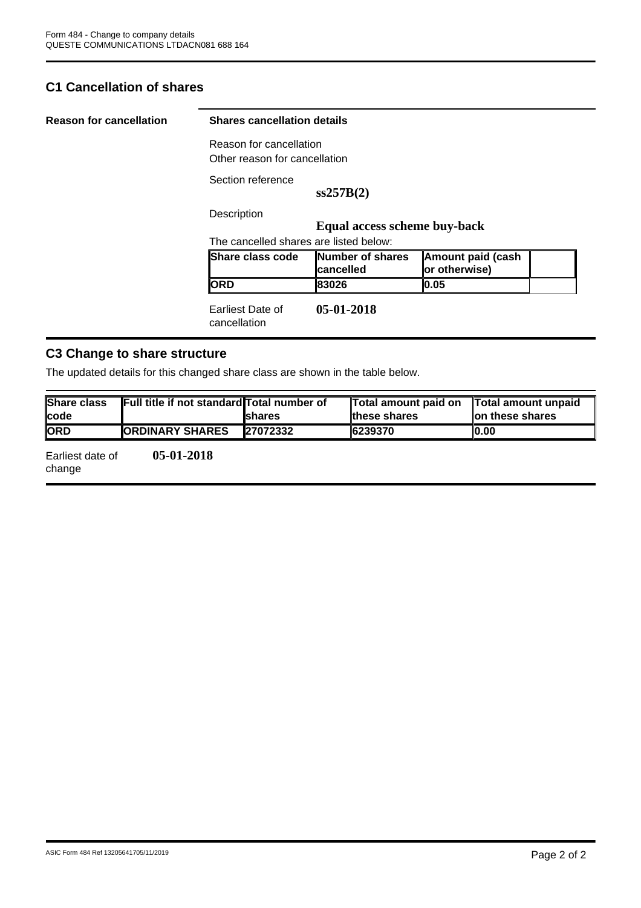## C1 Cancellation of shares

**Reason for cancellation**

**Shares cancellation details**

Reason for cancellation
Other reason for cancellation

Section reference **ss257B(2)**

Description **Equal access scheme buy-back**

The cancelled shares are listed below:

| Share class code | Number of shares cancelled | Amount paid (cash or otherwise) | |
|---|---|---|---|
| ORD | 83026 | 0.05 | |

Earliest Date of cancellation **05-01-2018**

## C3 Change to share structure

The updated details for this changed share class are shown in the table below.

| Share class code | Full title if not standard | Total number of shares | Total amount paid on these shares | Total amount unpaid on these shares |
|---|---|---|---|---|
| ORD | ORDINARY SHARES | 27072332 | 6239370 | 0.00 |

Earliest date of change **05-01-2018**